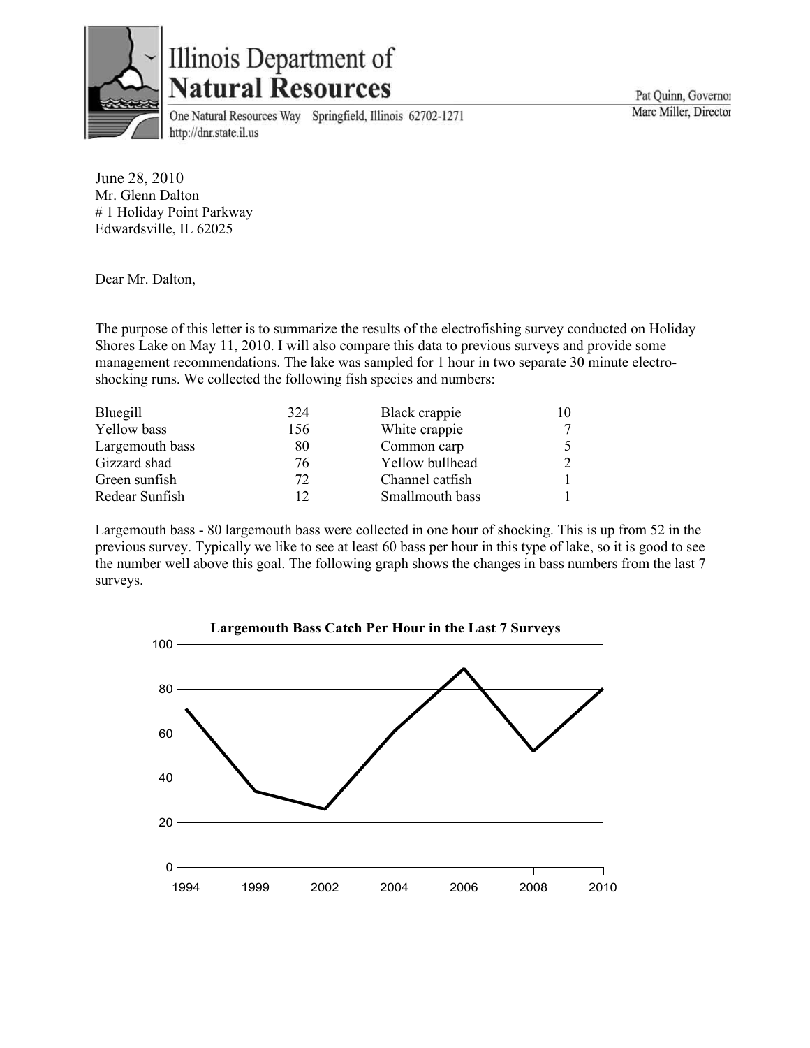# Illinois Department of Natural Resources

One Natural Resources Way Springfield, Illinois 62702-1271
http://dnr.state.il.us

Pat Quinn, Governor
Marc Miller, Director

June 28, 2010
Mr. Glenn Dalton
# 1 Holiday Point Parkway
Edwardsville, IL 62025

Dear Mr. Dalton,

The purpose of this letter is to summarize the results of the electrofishing survey conducted on Holiday Shores Lake on May 11, 2010. I will also compare this data to previous surveys and provide some management recommendations. The lake was sampled for 1 hour in two separate 30 minute electro-shocking runs. We collected the following fish species and numbers:

| Species | Number | Species | Number |
|---|---|---|---|
| Bluegill | 324 | Black crappie | 10 |
| Yellow bass | 156 | White crappie | 7 |
| Largemouth bass | 80 | Common carp | 5 |
| Gizzard shad | 76 | Yellow bullhead | 2 |
| Green sunfish | 72 | Channel catfish | 1 |
| Redear Sunfish | 12 | Smallmouth bass | 1 |

Largemouth bass - 80 largemouth bass were collected in one hour of shocking. This is up from 52 in the previous survey. Typically we like to see at least 60 bass per hour in this type of lake, so it is good to see the number well above this goal. The following graph shows the changes in bass numbers from the last 7 surveys.

**Largemouth Bass Catch Per Hour in the Last 7 Surveys**

| Year | Catch Per Hour (approx.) |
|---|---|
| 1994 | 71 |
| 1999 | 34 |
| 2002 | 26 |
| 2004 | 61 |
| 2006 | 89 |
| 2008 | 52 |
| 2010 | 80 |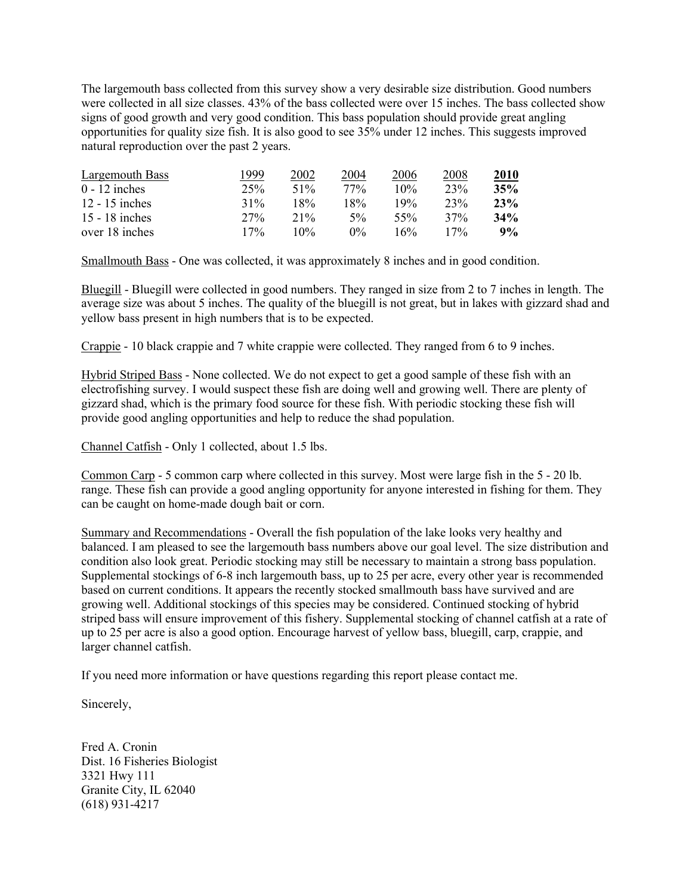The largemouth bass collected from this survey show a very desirable size distribution. Good numbers were collected in all size classes. 43% of the bass collected were over 15 inches. The bass collected show signs of good growth and very good condition. This bass population should provide great angling opportunities for quality size fish. It is also good to see 35% under 12 inches. This suggests improved natural reproduction over the past 2 years.

| Largemouth Bass | 1999 | 2002 | 2004 | 2006 | 2008 | **2010** |
|---|---|---|---|---|---|---|
| 0 - 12 inches | 25% | 51% | 77% | 10% | 23% | **35%** |
| 12 - 15 inches | 31% | 18% | 18% | 19% | 23% | **23%** |
| 15 - 18 inches | 27% | 21% | 5% | 55% | 37% | **34%** |
| over 18 inches | 17% | 10% | 0% | 16% | 17% | **9%** |

Smallmouth Bass - One was collected, it was approximately 8 inches and in good condition.

Bluegill - Bluegill were collected in good numbers. They ranged in size from 2 to 7 inches in length. The average size was about 5 inches. The quality of the bluegill is not great, but in lakes with gizzard shad and yellow bass present in high numbers that is to be expected.

Crappie - 10 black crappie and 7 white crappie were collected. They ranged from 6 to 9 inches.

Hybrid Striped Bass - None collected. We do not expect to get a good sample of these fish with an electrofishing survey. I would suspect these fish are doing well and growing well. There are plenty of gizzard shad, which is the primary food source for these fish. With periodic stocking these fish will provide good angling opportunities and help to reduce the shad population.

Channel Catfish - Only 1 collected, about 1.5 lbs.

Common Carp - 5 common carp where collected in this survey. Most were large fish in the 5 - 20 lb. range. These fish can provide a good angling opportunity for anyone interested in fishing for them. They can be caught on home-made dough bait or corn.

Summary and Recommendations - Overall the fish population of the lake looks very healthy and balanced. I am pleased to see the largemouth bass numbers above our goal level. The size distribution and condition also look great. Periodic stocking may still be necessary to maintain a strong bass population. Supplemental stockings of 6-8 inch largemouth bass, up to 25 per acre, every other year is recommended based on current conditions. It appears the recently stocked smallmouth bass have survived and are growing well. Additional stockings of this species may be considered. Continued stocking of hybrid striped bass will ensure improvement of this fishery. Supplemental stocking of channel catfish at a rate of up to 25 per acre is also a good option. Encourage harvest of yellow bass, bluegill, carp, crappie, and larger channel catfish.

If you need more information or have questions regarding this report please contact me.

Sincerely,

Fred A. Cronin
Dist. 16 Fisheries Biologist
3321 Hwy 111
Granite City, IL 62040
(618) 931-4217